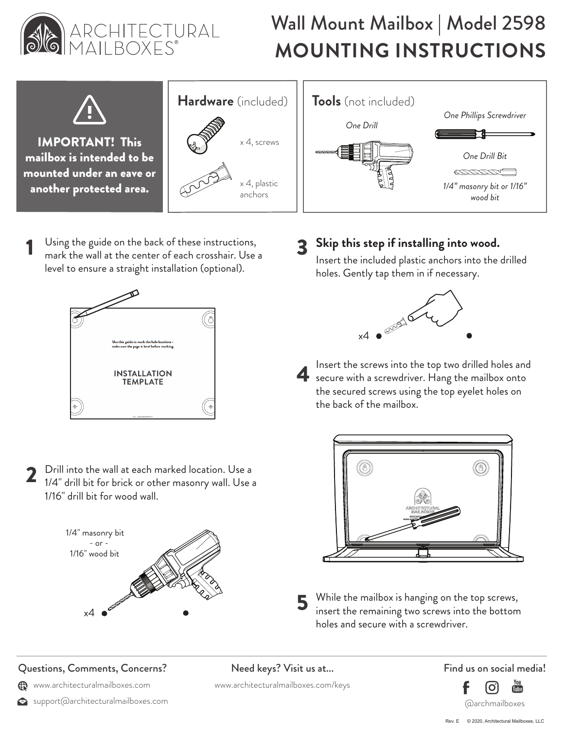# ARCHITECTURAL MAILBOXES®

# Wall Mount Mailbox | Model 2598
# MOUNTING INSTRUCTIONS

**IMPORTANT! This mailbox is intended to be mounted under an eave or another protected area.**

## Hardware (included)

- x 4, screws
- x 4, plastic anchors

## Tools (not included)

- *One Drill*
- *One Phillips Screwdriver*
- *One Drill Bit* — *1/4" masonry bit or 1/16" wood bit*

**1** Using the guide on the back of these instructions, mark the wall at the center of each crosshair. Use a level to ensure a straight installation (optional).

Use this guide to mark the hole locations - make sure the page is level before marking.

INSTALLATION TEMPLATE

**2** Drill into the wall at each marked location. Use a 1/4" drill bit for brick or other masonry wall. Use a 1/16" drill bit for wood wall.

1/4" masonry bit - or - 1/16" wood bit

x4

**3 Skip this step if installing into wood.**
Insert the included plastic anchors into the drilled holes. Gently tap them in if necessary.

x4

**4** Insert the screws into the top two drilled holes and secure with a screwdriver. Hang the mailbox onto the secured screws using the top eyelet holes on the back of the mailbox.

**5** While the mailbox is hanging on the top screws, insert the remaining two screws into the bottom holes and secure with a screwdriver.

---

**Questions, Comments, Concerns?**
www.architecturalmailboxes.com
support@architecturalmailboxes.com

**Need keys? Visit us at...**
www.architecturalmailboxes.com/keys

**Find us on social media!**
@archmailboxes

Rev. E © 2020, Architectural Mailboxes, LLC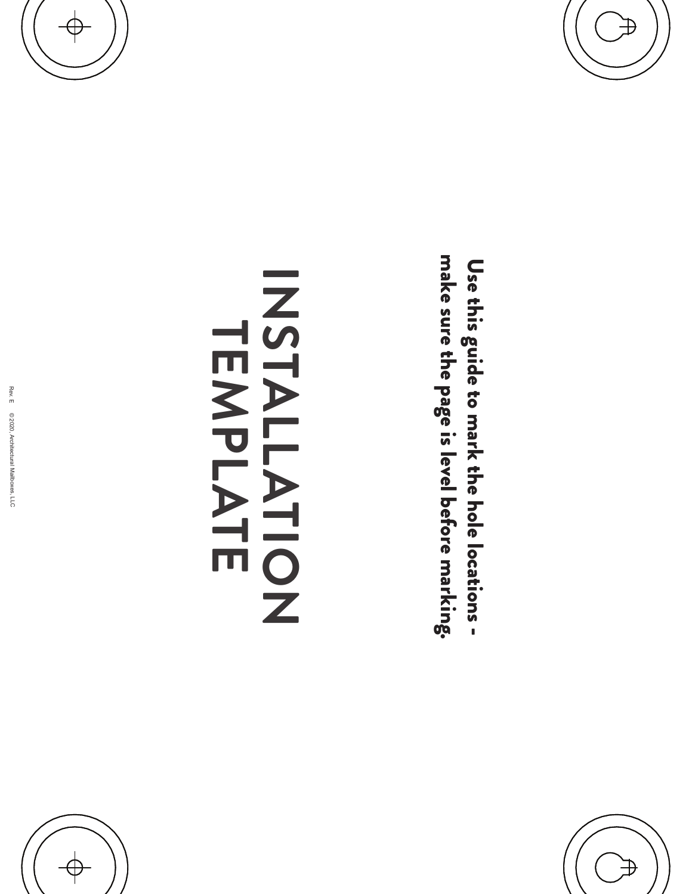# INSTALLATION TEMPLATE

**Use this guide to mark the hole locations - make sure the page is level before marking.**

Rev. E © 2020, Architectural Mailboxes, LLC